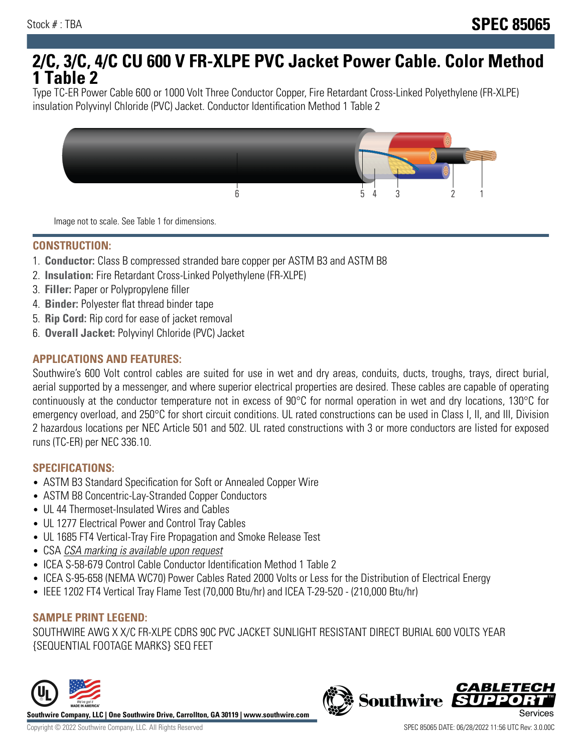Stock # : TBA

# SPEC 85065

# 2/C, 3/C, 4/C CU 600 V FR-XLPE PVC Jacket Power Cable. Color Method 1 Table 2

Type TC-ER Power Cable 600 or 1000 Volt Three Conductor Copper, Fire Retardant Cross-Linked Polyethylene (FR-XLPE) insulation Polyvinyl Chloride (PVC) Jacket. Conductor Identification Method 1 Table 2

6 5 4 3 2 1

Image not to scale. See Table 1 for dimensions.

## CONSTRUCTION:

1. **Conductor:** Class B compressed stranded bare copper per ASTM B3 and ASTM B8
2. **Insulation:** Fire Retardant Cross-Linked Polyethylene (FR-XLPE)
3. **Filler:** Paper or Polypropylene filler
4. **Binder:** Polyester flat thread binder tape
5. **Rip Cord:** Rip cord for ease of jacket removal
6. **Overall Jacket:** Polyvinyl Chloride (PVC) Jacket

## APPLICATIONS AND FEATURES:

Southwire's 600 Volt control cables are suited for use in wet and dry areas, conduits, ducts, troughs, trays, direct burial, aerial supported by a messenger, and where superior electrical properties are desired. These cables are capable of operating continuously at the conductor temperature not in excess of 90°C for normal operation in wet and dry locations, 130°C for emergency overload, and 250°C for short circuit conditions. UL rated constructions can be used in Class I, II, and III, Division 2 hazardous locations per NEC Article 501 and 502. UL rated constructions with 3 or more conductors are listed for exposed runs (TC-ER) per NEC 336.10.

## SPECIFICATIONS:

- ASTM B3 Standard Specification for Soft or Annealed Copper Wire
- ASTM B8 Concentric-Lay-Stranded Copper Conductors
- UL 44 Thermoset-Insulated Wires and Cables
- UL 1277 Electrical Power and Control Tray Cables
- UL 1685 FT4 Vertical-Tray Fire Propagation and Smoke Release Test
- CSA *CSA marking is available upon request*
- ICEA S-58-679 Control Cable Conductor Identification Method 1 Table 2
- ICEA S-95-658 (NEMA WC70) Power Cables Rated 2000 Volts or Less for the Distribution of Electrical Energy
- IEEE 1202 FT4 Vertical Tray Flame Test (70,000 Btu/hr) and ICEA T-29-520 - (210,000 Btu/hr)

## SAMPLE PRINT LEGEND:

SOUTHWIRE AWG X X/C FR-XLPE CDRS 90C PVC JACKET SUNLIGHT RESISTANT DIRECT BURIAL 600 VOLTS YEAR {SEQUENTIAL FOOTAGE MARKS} SEQ FEET

**Southwire Company, LLC | One Southwire Drive, Carrollton, GA 30119 | www.southwire.com**

Copyright © 2022 Southwire Company, LLC. All Rights Reserved

SPEC 85065 DATE: 06/28/2022 11:56 UTC Rev: 3.0.00C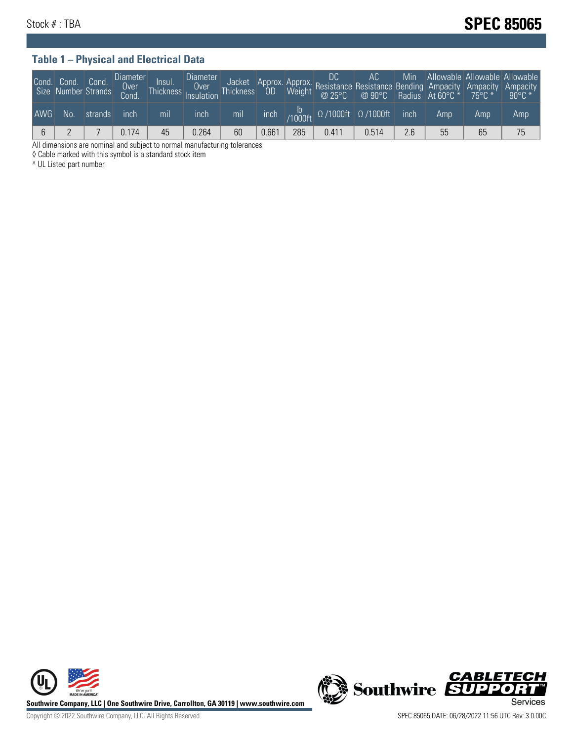### Table 1 – Physical and Electrical Data

| Cond. Size | Cond. Number | Cond. Strands | Diameter Over Cond. | Insul. Thickness | Diameter Over Insulation | Jacket Thickness | Approx. OD | Approx. Weight | DC Resistance @ 25°C | AC Resistance @ 90°C | Min Bending Radius | Allowable Ampacity At 60°C * | Allowable Ampacity 75°C * | Allowable Ampacity 90°C * |
|---|---|---|---|---|---|---|---|---|---|---|---|---|---|---|
| AWG | No. | strands | inch | mil | inch | mil | inch | lb /1000ft | Ω /1000ft | Ω /1000ft | inch | Amp | Amp | Amp |
| 6 | 2 | 7 | 0.174 | 45 | 0.264 | 60 | 0.661 | 285 | 0.411 | 0.514 | 2.6 | 55 | 65 | 75 |

All dimensions are nominal and subject to normal manufacturing tolerances

◊ Cable marked with this symbol is a standard stock item

^ UL Listed part number

Southwire Company, LLC | One Southwire Drive, Carrollton, GA 30119 | www.southwire.com

Copyright © 2022 Southwire Company, LLC. All Rights Reserved